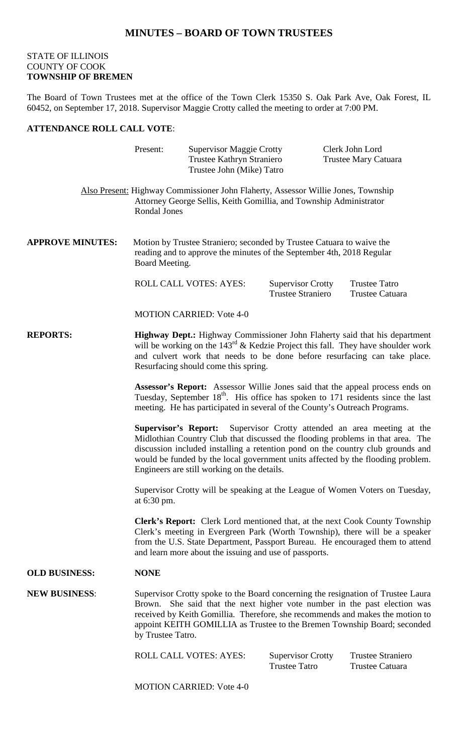# MINUTES – BOARD OF TOWN TRUSTEES

STATE OF ILLINOIS
COUNTY OF COOK
**TOWNSHIP OF BREMEN**

The Board of Town Trustees met at the office of the Town Clerk 15350 S. Oak Park Ave, Oak Forest, IL 60452, on September 17, 2018. Supervisor Maggie Crotty called the meeting to order at 7:00 PM.

**ATTENDANCE ROLL CALL VOTE**:

Present: Supervisor Maggie Crotty, Clerk John Lord, Trustee Kathryn Straniero, Trustee Mary Catuara, Trustee John (Mike) Tatro

Also Present: Highway Commissioner John Flaherty, Assessor Willie Jones, Township Attorney George Sellis, Keith Gomillia, and Township Administrator Rondal Jones

**APPROVE MINUTES:** Motion by Trustee Straniero; seconded by Trustee Catuara to waive the reading and to approve the minutes of the September 4th, 2018 Regular Board Meeting.

ROLL CALL VOTES: AYES: Supervisor Crotty, Trustee Tatro, Trustee Straniero, Trustee Catuara

MOTION CARRIED: Vote 4-0

**REPORTS:**

**Highway Dept.:** Highway Commissioner John Flaherty said that his department will be working on the 143rd & Kedzie Project this fall. They have shoulder work and culvert work that needs to be done before resurfacing can take place. Resurfacing should come this spring.

**Assessor's Report:** Assessor Willie Jones said that the appeal process ends on Tuesday, September 18th. His office has spoken to 171 residents since the last meeting. He has participated in several of the County's Outreach Programs.

**Supervisor's Report:** Supervisor Crotty attended an area meeting at the Midlothian Country Club that discussed the flooding problems in that area. The discussion included installing a retention pond on the country club grounds and would be funded by the local government units affected by the flooding problem. Engineers are still working on the details.

Supervisor Crotty will be speaking at the League of Women Voters on Tuesday, at 6:30 pm.

**Clerk's Report:** Clerk Lord mentioned that, at the next Cook County Township Clerk's meeting in Evergreen Park (Worth Township), there will be a speaker from the U.S. State Department, Passport Bureau. He encouraged them to attend and learn more about the issuing and use of passports.

**OLD BUSINESS:** **NONE**

**NEW BUSINESS**: Supervisor Crotty spoke to the Board concerning the resignation of Trustee Laura Brown. She said that the next higher vote number in the past election was received by Keith Gomillia. Therefore, she recommends and makes the motion to appoint KEITH GOMILLIA as Trustee to the Bremen Township Board; seconded by Trustee Tatro.

ROLL CALL VOTES: AYES: Supervisor Crotty, Trustee Straniero, Trustee Tatro, Trustee Catuara

MOTION CARRIED: Vote 4-0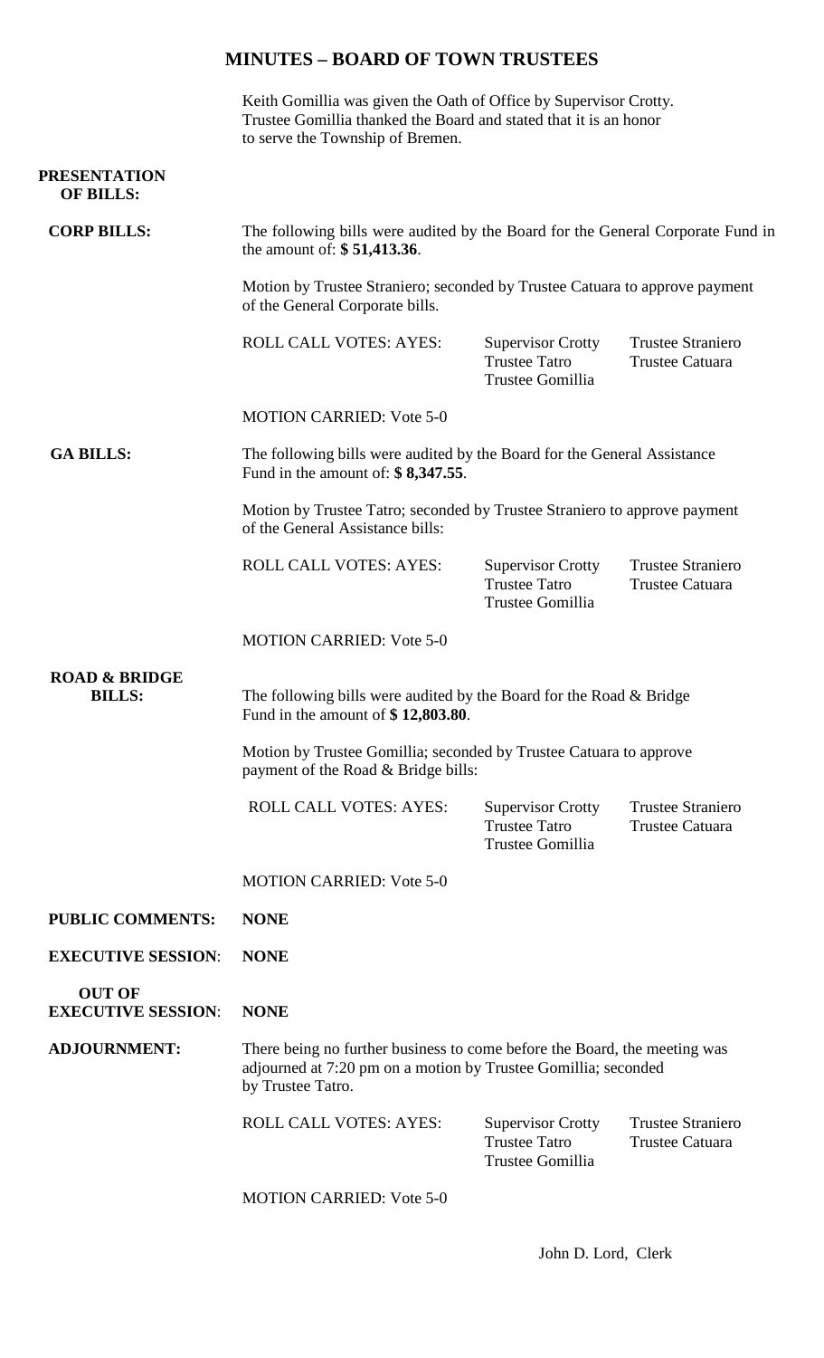# MINUTES – BOARD OF TOWN TRUSTEES

Keith Gomillia was given the Oath of Office by Supervisor Crotty. Trustee Gomillia thanked the Board and stated that it is an honor to serve the Township of Bremen.

**PRESENTATION OF BILLS:**

**CORP BILLS:** The following bills were audited by the Board for the General Corporate Fund in the amount of: **$ 51,413.36**.

Motion by Trustee Straniero; seconded by Trustee Catuara to approve payment of the General Corporate bills.

| | | |
|---|---|---|
| ROLL CALL VOTES: AYES: | Supervisor Crotty<br>Trustee Tatro<br>Trustee Gomillia | Trustee Straniero<br>Trustee Catuara |

MOTION CARRIED: Vote 5-0

**GA BILLS:** The following bills were audited by the Board for the General Assistance Fund in the amount of: **$ 8,347.55**.

Motion by Trustee Tatro; seconded by Trustee Straniero to approve payment of the General Assistance bills:

| | | |
|---|---|---|
| ROLL CALL VOTES: AYES: | Supervisor Crotty<br>Trustee Tatro<br>Trustee Gomillia | Trustee Straniero<br>Trustee Catuara |

MOTION CARRIED: Vote 5-0

**ROAD & BRIDGE BILLS:** The following bills were audited by the Board for the Road & Bridge Fund in the amount of **$ 12,803.80**.

Motion by Trustee Gomillia; seconded by Trustee Catuara to approve payment of the Road & Bridge bills:

| | | |
|---|---|---|
| ROLL CALL VOTES: AYES: | Supervisor Crotty<br>Trustee Tatro<br>Trustee Gomillia | Trustee Straniero<br>Trustee Catuara |

MOTION CARRIED: Vote 5-0

**PUBLIC COMMENTS:** **NONE**

**EXECUTIVE SESSION:** **NONE**

**OUT OF EXECUTIVE SESSION:** **NONE**

**ADJOURNMENT:** There being no further business to come before the Board, the meeting was adjourned at 7:20 pm on a motion by Trustee Gomillia; seconded by Trustee Tatro.

| | | |
|---|---|---|
| ROLL CALL VOTES: AYES: | Supervisor Crotty<br>Trustee Tatro<br>Trustee Gomillia | Trustee Straniero<br>Trustee Catuara |

MOTION CARRIED: Vote 5-0

John D. Lord, Clerk